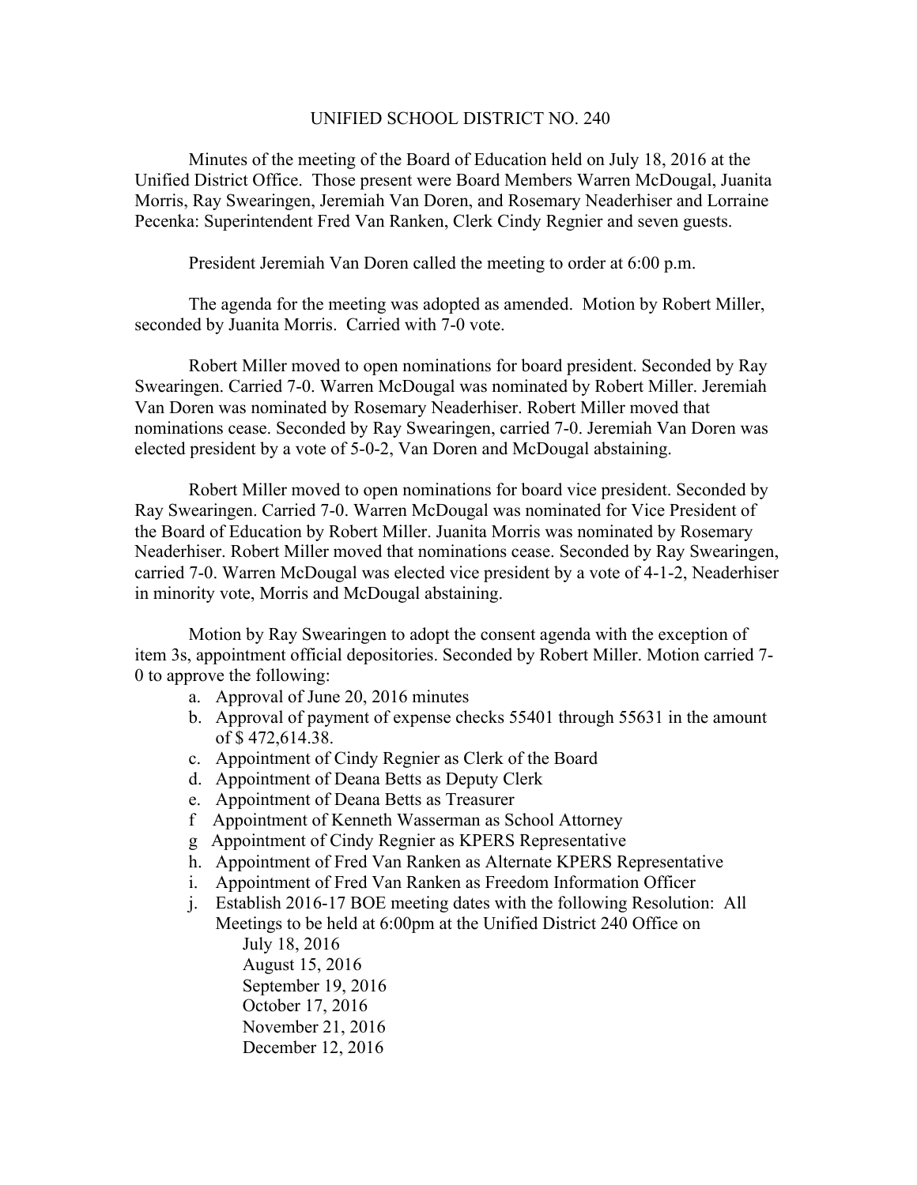# UNIFIED SCHOOL DISTRICT NO. 240

Minutes of the meeting of the Board of Education held on July 18, 2016 at the Unified District Office. Those present were Board Members Warren McDougal, Juanita Morris, Ray Swearingen, Jeremiah Van Doren, and Rosemary Neaderhiser and Lorraine Pecenka: Superintendent Fred Van Ranken, Clerk Cindy Regnier and seven guests.

President Jeremiah Van Doren called the meeting to order at 6:00 p.m.

The agenda for the meeting was adopted as amended. Motion by Robert Miller, seconded by Juanita Morris. Carried with 7-0 vote.

Robert Miller moved to open nominations for board president. Seconded by Ray Swearingen. Carried 7-0. Warren McDougal was nominated by Robert Miller. Jeremiah Van Doren was nominated by Rosemary Neaderhiser. Robert Miller moved that nominations cease. Seconded by Ray Swearingen, carried 7-0. Jeremiah Van Doren was elected president by a vote of 5-0-2, Van Doren and McDougal abstaining.

Robert Miller moved to open nominations for board vice president. Seconded by Ray Swearingen. Carried 7-0. Warren McDougal was nominated for Vice President of the Board of Education by Robert Miller. Juanita Morris was nominated by Rosemary Neaderhiser. Robert Miller moved that nominations cease. Seconded by Ray Swearingen, carried 7-0. Warren McDougal was elected vice president by a vote of 4-1-2, Neaderhiser in minority vote, Morris and McDougal abstaining.

Motion by Ray Swearingen to adopt the consent agenda with the exception of item 3s, appointment official depositories. Seconded by Robert Miller. Motion carried 7-0 to approve the following:

a. Approval of June 20, 2016 minutes
b. Approval of payment of expense checks 55401 through 55631 in the amount of $ 472,614.38.
c. Appointment of Cindy Regnier as Clerk of the Board
d. Appointment of Deana Betts as Deputy Clerk
e. Appointment of Deana Betts as Treasurer
f Appointment of Kenneth Wasserman as School Attorney
g Appointment of Cindy Regnier as KPERS Representative
h. Appointment of Fred Van Ranken as Alternate KPERS Representative
i. Appointment of Fred Van Ranken as Freedom Information Officer
j. Establish 2016-17 BOE meeting dates with the following Resolution: All Meetings to be held at 6:00pm at the Unified District 240 Office on
   - July 18, 2016
   - August 15, 2016
   - September 19, 2016
   - October 17, 2016
   - November 21, 2016
   - December 12, 2016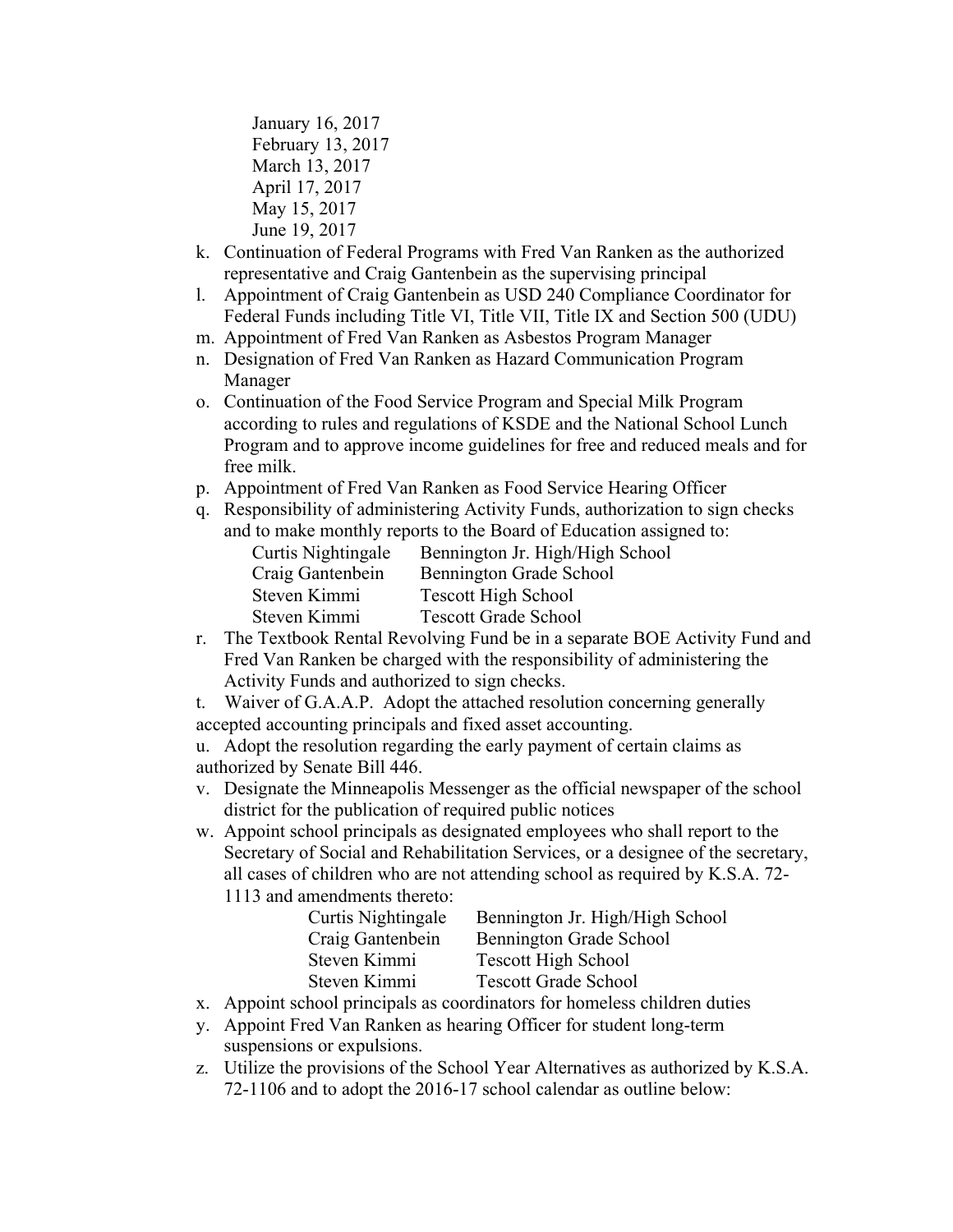January 16, 2017  
February 13, 2017  
March 13, 2017  
April 17, 2017  
May 15, 2017  
June 19, 2017

k. Continuation of Federal Programs with Fred Van Ranken as the authorized representative and Craig Gantenbein as the supervising principal
l. Appointment of Craig Gantenbein as USD 240 Compliance Coordinator for Federal Funds including Title VI, Title VII, Title IX and Section 500 (UDU)
m. Appointment of Fred Van Ranken as Asbestos Program Manager
n. Designation of Fred Van Ranken as Hazard Communication Program Manager
o. Continuation of the Food Service Program and Special Milk Program according to rules and regulations of KSDE and the National School Lunch Program and to approve income guidelines for free and reduced meals and for free milk.
p. Appointment of Fred Van Ranken as Food Service Hearing Officer
q. Responsibility of administering Activity Funds, authorization to sign checks and to make monthly reports to the Board of Education assigned to:

| | |
|---|---|
| Curtis Nightingale | Bennington Jr. High/High School |
| Craig Gantenbein | Bennington Grade School |
| Steven Kimmi | Tescott High School |
| Steven Kimmi | Tescott Grade School |

r. The Textbook Rental Revolving Fund be in a separate BOE Activity Fund and Fred Van Ranken be charged with the responsibility of administering the Activity Funds and authorized to sign checks.

t. Waiver of G.A.A.P. Adopt the attached resolution concerning generally accepted accounting principals and fixed asset accounting.

u. Adopt the resolution regarding the early payment of certain claims as authorized by Senate Bill 446.

v. Designate the Minneapolis Messenger as the official newspaper of the school district for the publication of required public notices
w. Appoint school principals as designated employees who shall report to the Secretary of Social and Rehabilitation Services, or a designee of the secretary, all cases of children who are not attending school as required by K.S.A. 72-1113 and amendments thereto:

| | |
|---|---|
| Curtis Nightingale | Bennington Jr. High/High School |
| Craig Gantenbein | Bennington Grade School |
| Steven Kimmi | Tescott High School |
| Steven Kimmi | Tescott Grade School |

x. Appoint school principals as coordinators for homeless children duties
y. Appoint Fred Van Ranken as hearing Officer for student long-term suspensions or expulsions.
z. Utilize the provisions of the School Year Alternatives as authorized by K.S.A. 72-1106 and to adopt the 2016-17 school calendar as outline below: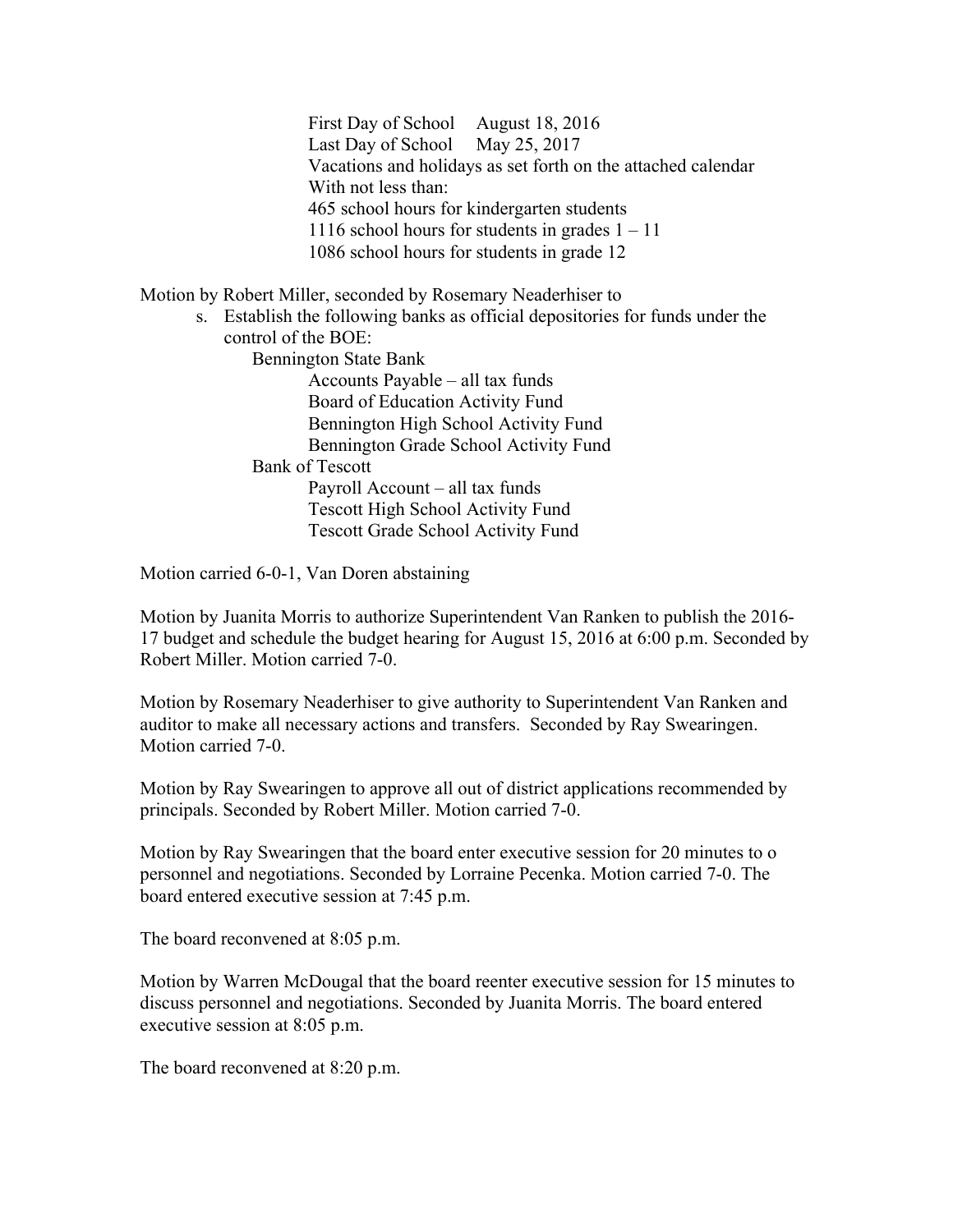First Day of School August 18, 2016
Last Day of School May 25, 2017
Vacations and holidays as set forth on the attached calendar
With not less than:
465 school hours for kindergarten students
1116 school hours for students in grades 1 – 11
1086 school hours for students in grade 12

Motion by Robert Miller, seconded by Rosemary Neaderhiser to

s. Establish the following banks as official depositories for funds under the control of the BOE:

   Bennington State Bank
   - Accounts Payable – all tax funds
   - Board of Education Activity Fund
   - Bennington High School Activity Fund
   - Bennington Grade School Activity Fund

   Bank of Tescott
   - Payroll Account – all tax funds
   - Tescott High School Activity Fund
   - Tescott Grade School Activity Fund

Motion carried 6-0-1, Van Doren abstaining

Motion by Juanita Morris to authorize Superintendent Van Ranken to publish the 2016-17 budget and schedule the budget hearing for August 15, 2016 at 6:00 p.m. Seconded by Robert Miller. Motion carried 7-0.

Motion by Rosemary Neaderhiser to give authority to Superintendent Van Ranken and auditor to make all necessary actions and transfers. Seconded by Ray Swearingen. Motion carried 7-0.

Motion by Ray Swearingen to approve all out of district applications recommended by principals. Seconded by Robert Miller. Motion carried 7-0.

Motion by Ray Swearingen that the board enter executive session for 20 minutes to o personnel and negotiations. Seconded by Lorraine Pecenka. Motion carried 7-0. The board entered executive session at 7:45 p.m.

The board reconvened at 8:05 p.m.

Motion by Warren McDougal that the board reenter executive session for 15 minutes to discuss personnel and negotiations. Seconded by Juanita Morris. The board entered executive session at 8:05 p.m.

The board reconvened at 8:20 p.m.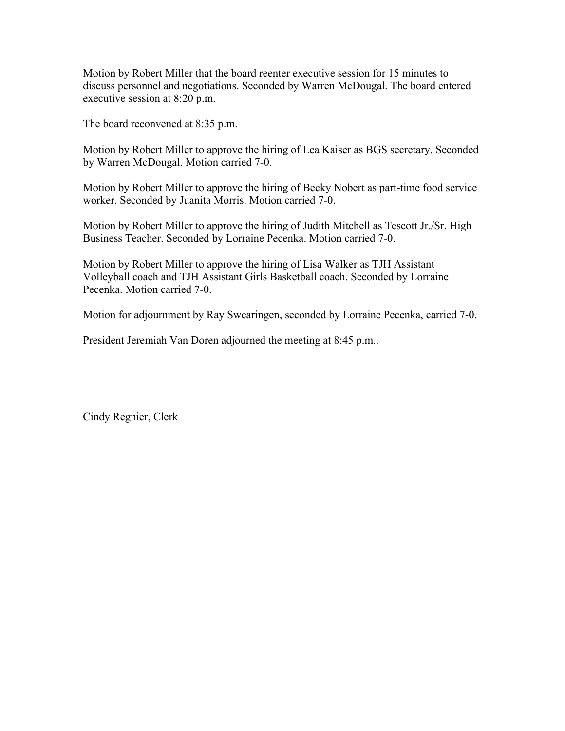Motion by Robert Miller that the board reenter executive session for 15 minutes to discuss personnel and negotiations. Seconded by Warren McDougal. The board entered executive session at 8:20 p.m.

The board reconvened at 8:35 p.m.

Motion by Robert Miller to approve the hiring of Lea Kaiser as BGS secretary. Seconded by Warren McDougal. Motion carried 7-0.

Motion by Robert Miller to approve the hiring of Becky Nobert as part-time food service worker. Seconded by Juanita Morris. Motion carried 7-0.

Motion by Robert Miller to approve the hiring of Judith Mitchell as Tescott Jr./Sr. High Business Teacher. Seconded by Lorraine Pecenka. Motion carried 7-0.

Motion by Robert Miller to approve the hiring of Lisa Walker as TJH Assistant Volleyball coach and TJH Assistant Girls Basketball coach. Seconded by Lorraine Pecenka. Motion carried 7-0.

Motion for adjournment by Ray Swearingen, seconded by Lorraine Pecenka, carried 7-0.

President Jeremiah Van Doren adjourned the meeting at 8:45 p.m..

Cindy Regnier, Clerk